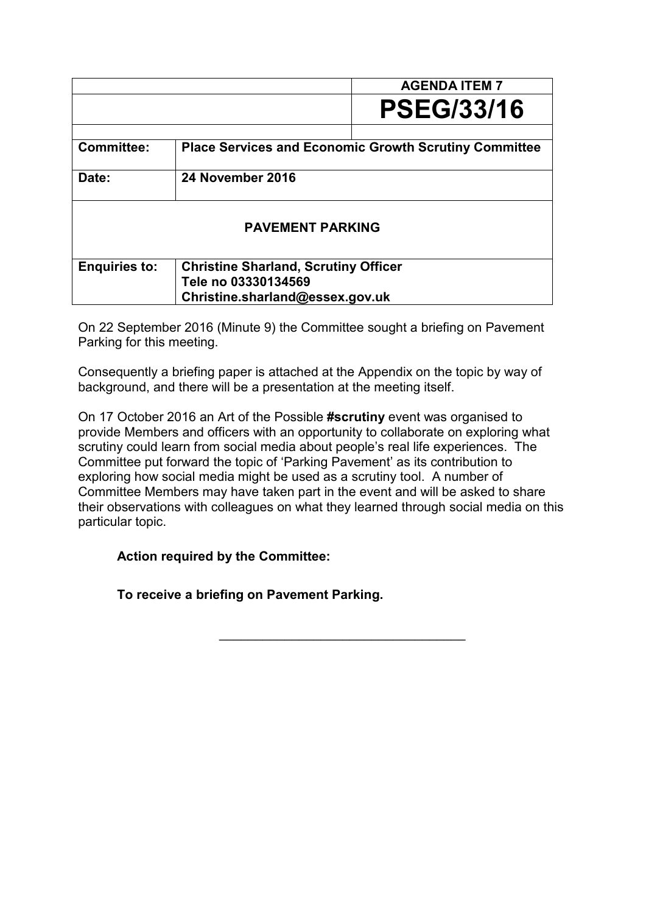| | AGENDA ITEM 7 |
|---|---|
| | **PSEG/33/16** |

| | |
|---|---|
| **Committee:** | **Place Services and Economic Growth Scrutiny Committee** |
| **Date:** | **24 November 2016** |

**PAVEMENT PARKING**

| | |
|---|---|
| **Enquiries to:** | **Christine Sharland, Scrutiny Officer**<br>**Tele no 03330134569**<br>**Christine.sharland@essex.gov.uk** |

On 22 September 2016 (Minute 9) the Committee sought a briefing on Pavement Parking for this meeting.

Consequently a briefing paper is attached at the Appendix on the topic by way of background, and there will be a presentation at the meeting itself.

On 17 October 2016 an Art of the Possible **#scrutiny** event was organised to provide Members and officers with an opportunity to collaborate on exploring what scrutiny could learn from social media about people's real life experiences. The Committee put forward the topic of 'Parking Pavement' as its contribution to exploring how social media might be used as a scrutiny tool. A number of Committee Members may have taken part in the event and will be asked to share their observations with colleagues on what they learned through social media on this particular topic.

**Action required by the Committee:**

**To receive a briefing on Pavement Parking.**

---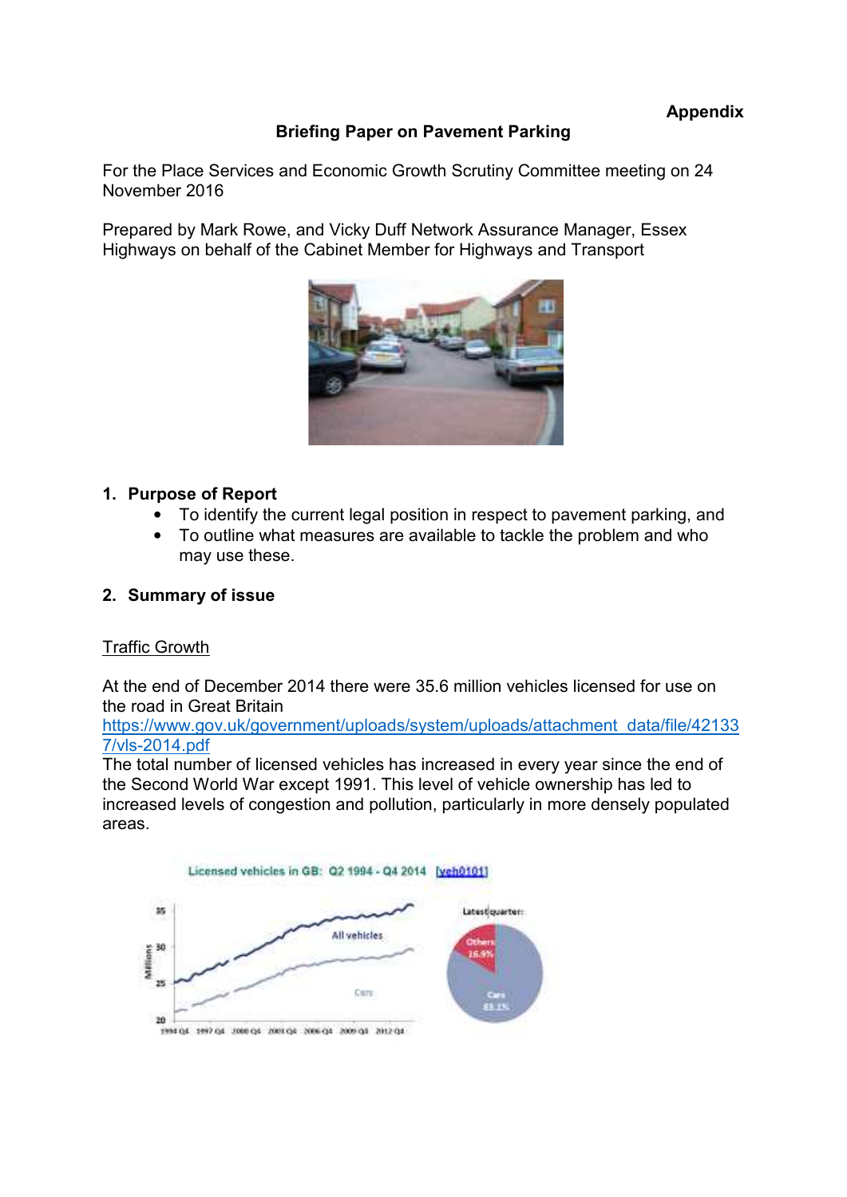**Appendix**

## Briefing Paper on Pavement Parking

For the Place Services and Economic Growth Scrutiny Committee meeting on 24 November 2016

Prepared by Mark Rowe, and Vicky Duff Network Assurance Manager, Essex Highways on behalf of the Cabinet Member for Highways and Transport

### 1. Purpose of Report

- To identify the current legal position in respect to pavement parking, and
- To outline what measures are available to tackle the problem and who may use these.

### 2. Summary of issue

Traffic Growth

At the end of December 2014 there were 35.6 million vehicles licensed for use on the road in Great Britain
https://www.gov.uk/government/uploads/system/uploads/attachment_data/file/421337/vls-2014.pdf
The total number of licensed vehicles has increased in every year since the end of the Second World War except 1991. This level of vehicle ownership has led to increased levels of congestion and pollution, particularly in more densely populated areas.

Licensed vehicles in GB: Q2 1994 - Q4 2014 [veh0101]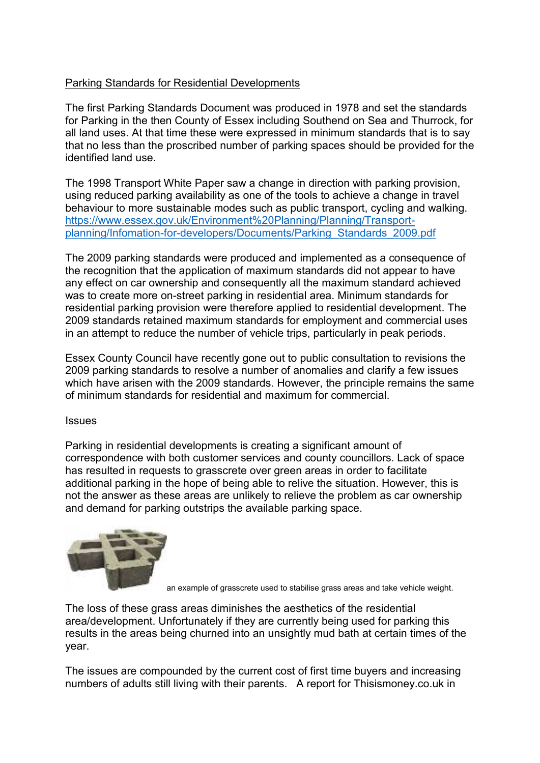Parking Standards for Residential Developments

The first Parking Standards Document was produced in 1978 and set the standards for Parking in the then County of Essex including Southend on Sea and Thurrock, for all land uses. At that time these were expressed in minimum standards that is to say that no less than the proscribed number of parking spaces should be provided for the identified land use.

The 1998 Transport White Paper saw a change in direction with parking provision, using reduced parking availability as one of the tools to achieve a change in travel behaviour to more sustainable modes such as public transport, cycling and walking. https://www.essex.gov.uk/Environment%20Planning/Planning/Transport-planning/Infomation-for-developers/Documents/Parking_Standards_2009.pdf

The 2009 parking standards were produced and implemented as a consequence of the recognition that the application of maximum standards did not appear to have any effect on car ownership and consequently all the maximum standard achieved was to create more on-street parking in residential area. Minimum standards for residential parking provision were therefore applied to residential development. The 2009 standards retained maximum standards for employment and commercial uses in an attempt to reduce the number of vehicle trips, particularly in peak periods.

Essex County Council have recently gone out to public consultation to revisions the 2009 parking standards to resolve a number of anomalies and clarify a few issues which have arisen with the 2009 standards. However, the principle remains the same of minimum standards for residential and maximum for commercial.

Issues

Parking in residential developments is creating a significant amount of correspondence with both customer services and county councillors. Lack of space has resulted in requests to grasscrete over green areas in order to facilitate additional parking in the hope of being able to relive the situation. However, this is not the answer as these areas are unlikely to relieve the problem as car ownership and demand for parking outstrips the available parking space.

an example of grasscrete used to stabilise grass areas and take vehicle weight.

The loss of these grass areas diminishes the aesthetics of the residential area/development. Unfortunately if they are currently being used for parking this results in the areas being churned into an unsightly mud bath at certain times of the year.

The issues are compounded by the current cost of first time buyers and increasing numbers of adults still living with their parents. A report for Thisismoney.co.uk in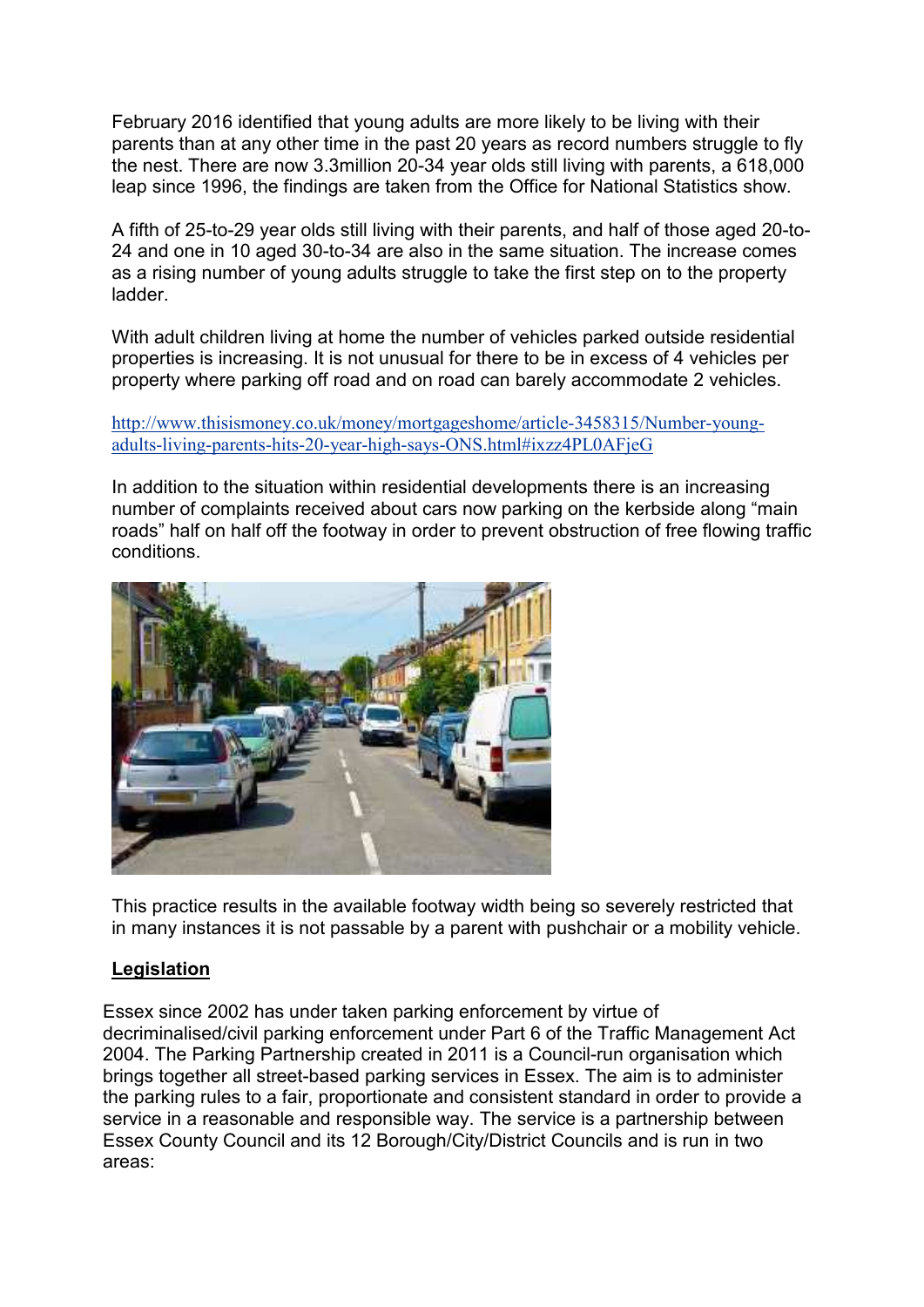February 2016 identified that young adults are more likely to be living with their parents than at any other time in the past 20 years as record numbers struggle to fly the nest. There are now 3.3million 20-34 year olds still living with parents, a 618,000 leap since 1996, the findings are taken from the Office for National Statistics show.

A fifth of 25-to-29 year olds still living with their parents, and half of those aged 20-to-24 and one in 10 aged 30-to-34 are also in the same situation. The increase comes as a rising number of young adults struggle to take the first step on to the property ladder.

With adult children living at home the number of vehicles parked outside residential properties is increasing. It is not unusual for there to be in excess of 4 vehicles per property where parking off road and on road can barely accommodate 2 vehicles.

http://www.thisismoney.co.uk/money/mortgageshome/article-3458315/Number-young-adults-living-parents-hits-20-year-high-says-ONS.html#ixzz4PL0AFjeG

In addition to the situation within residential developments there is an increasing number of complaints received about cars now parking on the kerbside along "main roads" half on half off the footway in order to prevent obstruction of free flowing traffic conditions.

This practice results in the available footway width being so severely restricted that in many instances it is not passable by a parent with pushchair or a mobility vehicle.

## Legislation

Essex since 2002 has under taken parking enforcement by virtue of decriminalised/civil parking enforcement under Part 6 of the Traffic Management Act 2004. The Parking Partnership created in 2011 is a Council-run organisation which brings together all street-based parking services in Essex. The aim is to administer the parking rules to a fair, proportionate and consistent standard in order to provide a service in a reasonable and responsible way. The service is a partnership between Essex County Council and its 12 Borough/City/District Councils and is run in two areas: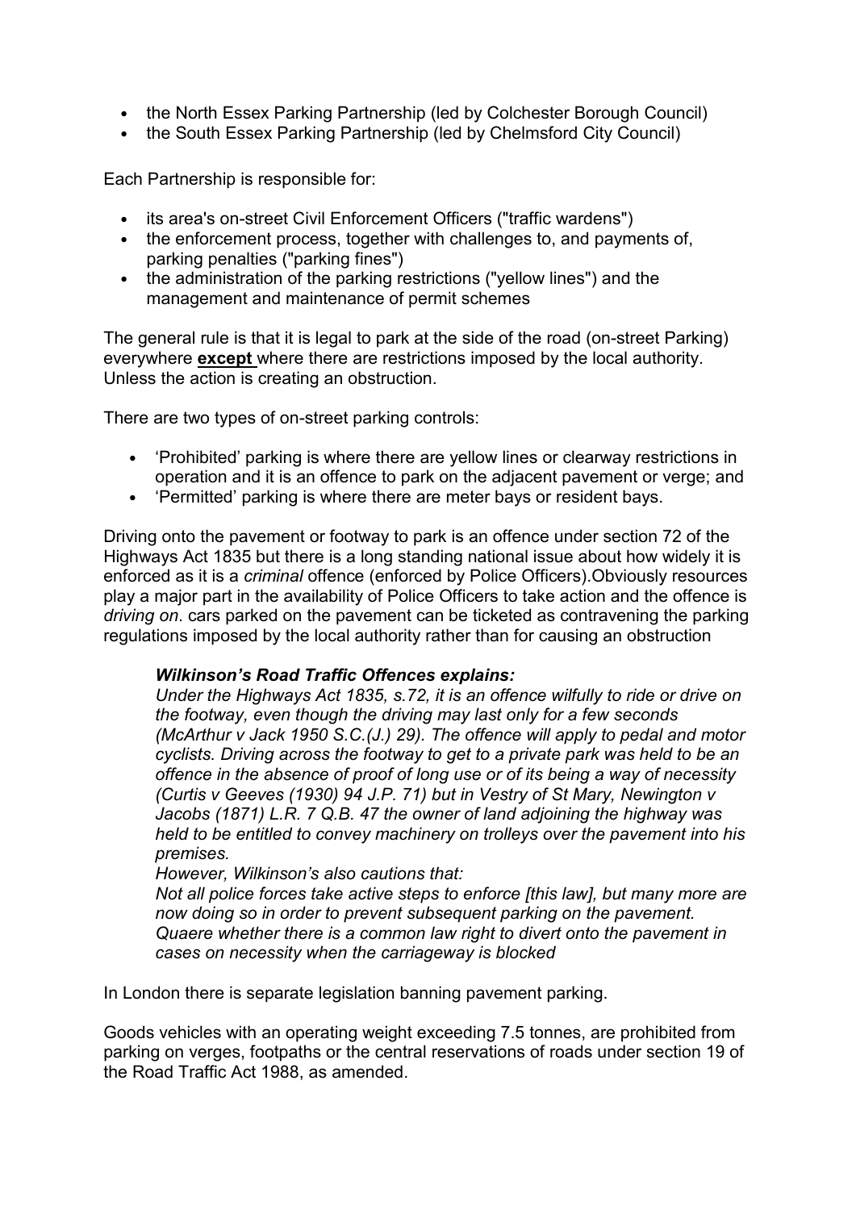- the North Essex Parking Partnership (led by Colchester Borough Council)
- the South Essex Parking Partnership (led by Chelmsford City Council)

Each Partnership is responsible for:

- its area's on-street Civil Enforcement Officers ("traffic wardens")
- the enforcement process, together with challenges to, and payments of, parking penalties ("parking fines")
- the administration of the parking restrictions ("yellow lines") and the management and maintenance of permit schemes

The general rule is that it is legal to park at the side of the road (on-street Parking) everywhere **except** where there are restrictions imposed by the local authority. Unless the action is creating an obstruction.

There are two types of on-street parking controls:

- 'Prohibited' parking is where there are yellow lines or clearway restrictions in operation and it is an offence to park on the adjacent pavement or verge; and
- 'Permitted' parking is where there are meter bays or resident bays.

Driving onto the pavement or footway to park is an offence under section 72 of the Highways Act 1835 but there is a long standing national issue about how widely it is enforced as it is a *criminal* offence (enforced by Police Officers).Obviously resources play a major part in the availability of Police Officers to take action and the offence is *driving on*. cars parked on the pavement can be ticketed as contravening the parking regulations imposed by the local authority rather than for causing an obstruction

> ***Wilkinson's Road Traffic Offences explains:***
> *Under the Highways Act 1835, s.72, it is an offence wilfully to ride or drive on the footway, even though the driving may last only for a few seconds (McArthur v Jack 1950 S.C.(J.) 29). The offence will apply to pedal and motor cyclists. Driving across the footway to get to a private park was held to be an offence in the absence of proof of long use or of its being a way of necessity (Curtis v Geeves (1930) 94 J.P. 71) but in Vestry of St Mary, Newington v Jacobs (1871) L.R. 7 Q.B. 47 the owner of land adjoining the highway was held to be entitled to convey machinery on trolleys over the pavement into his premises.*
> *However, Wilkinson's also cautions that:*
> *Not all police forces take active steps to enforce [this law], but many more are now doing so in order to prevent subsequent parking on the pavement. Quaere whether there is a common law right to divert onto the pavement in cases on necessity when the carriageway is blocked*

In London there is separate legislation banning pavement parking.

Goods vehicles with an operating weight exceeding 7.5 tonnes, are prohibited from parking on verges, footpaths or the central reservations of roads under section 19 of the Road Traffic Act 1988, as amended.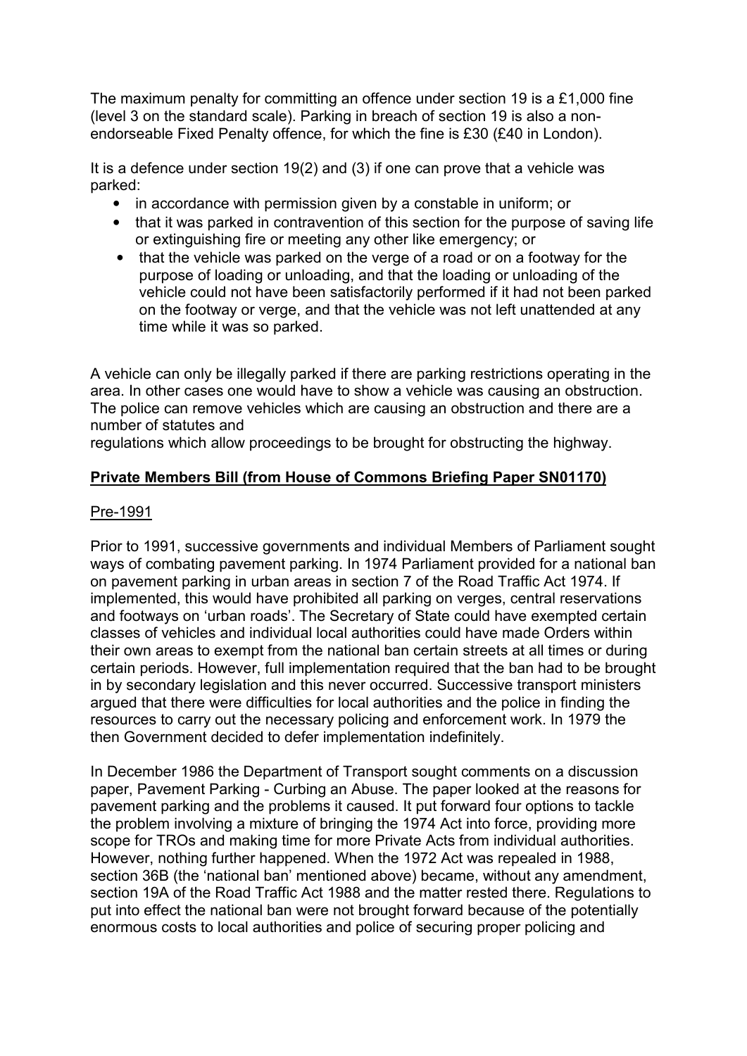The maximum penalty for committing an offence under section 19 is a £1,000 fine (level 3 on the standard scale). Parking in breach of section 19 is also a non-endorseable Fixed Penalty offence, for which the fine is £30 (£40 in London).

It is a defence under section 19(2) and (3) if one can prove that a vehicle was parked:

- in accordance with permission given by a constable in uniform; or
- that it was parked in contravention of this section for the purpose of saving life or extinguishing fire or meeting any other like emergency; or
- that the vehicle was parked on the verge of a road or on a footway for the purpose of loading or unloading, and that the loading or unloading of the vehicle could not have been satisfactorily performed if it had not been parked on the footway or verge, and that the vehicle was not left unattended at any time while it was so parked.

A vehicle can only be illegally parked if there are parking restrictions operating in the area. In other cases one would have to show a vehicle was causing an obstruction. The police can remove vehicles which are causing an obstruction and there are a number of statutes and
regulations which allow proceedings to be brought for obstructing the highway.

## Private Members Bill (from House of Commons Briefing Paper SN01170)

### Pre-1991

Prior to 1991, successive governments and individual Members of Parliament sought ways of combating pavement parking. In 1974 Parliament provided for a national ban on pavement parking in urban areas in section 7 of the Road Traffic Act 1974. If implemented, this would have prohibited all parking on verges, central reservations and footways on 'urban roads'. The Secretary of State could have exempted certain classes of vehicles and individual local authorities could have made Orders within their own areas to exempt from the national ban certain streets at all times or during certain periods. However, full implementation required that the ban had to be brought in by secondary legislation and this never occurred. Successive transport ministers argued that there were difficulties for local authorities and the police in finding the resources to carry out the necessary policing and enforcement work. In 1979 the then Government decided to defer implementation indefinitely.

In December 1986 the Department of Transport sought comments on a discussion paper, Pavement Parking - Curbing an Abuse. The paper looked at the reasons for pavement parking and the problems it caused. It put forward four options to tackle the problem involving a mixture of bringing the 1974 Act into force, providing more scope for TROs and making time for more Private Acts from individual authorities. However, nothing further happened. When the 1972 Act was repealed in 1988, section 36B (the 'national ban' mentioned above) became, without any amendment, section 19A of the Road Traffic Act 1988 and the matter rested there. Regulations to put into effect the national ban were not brought forward because of the potentially enormous costs to local authorities and police of securing proper policing and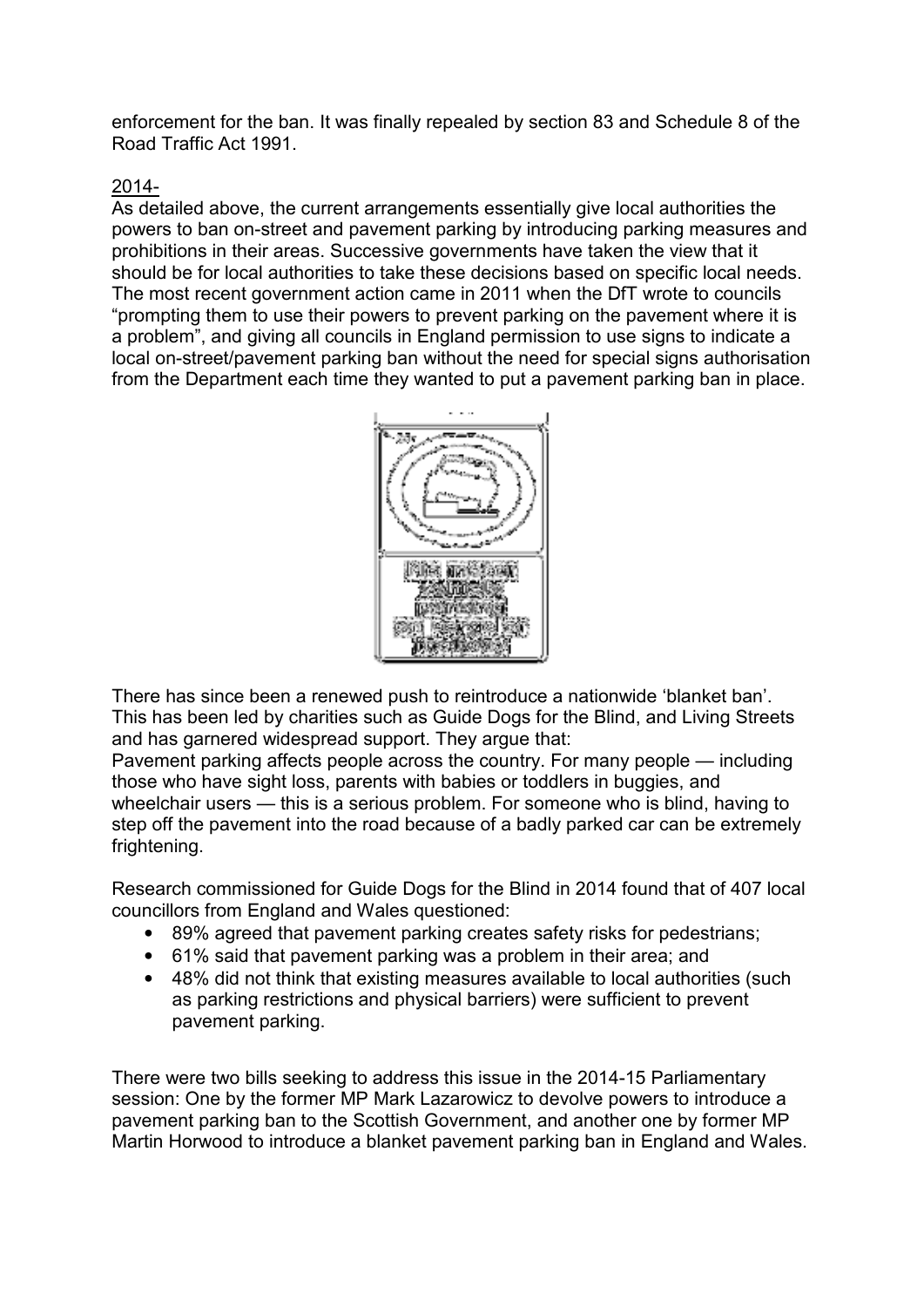enforcement for the ban. It was finally repealed by section 83 and Schedule 8 of the Road Traffic Act 1991.

2014-

As detailed above, the current arrangements essentially give local authorities the powers to ban on-street and pavement parking by introducing parking measures and prohibitions in their areas. Successive governments have taken the view that it should be for local authorities to take these decisions based on specific local needs. The most recent government action came in 2011 when the DfT wrote to councils "prompting them to use their powers to prevent parking on the pavement where it is a problem", and giving all councils in England permission to use signs to indicate a local on-street/pavement parking ban without the need for special signs authorisation from the Department each time they wanted to put a pavement parking ban in place.

There has since been a renewed push to reintroduce a nationwide 'blanket ban'. This has been led by charities such as Guide Dogs for the Blind, and Living Streets and has garnered widespread support. They argue that:

Pavement parking affects people across the country. For many people — including those who have sight loss, parents with babies or toddlers in buggies, and wheelchair users — this is a serious problem. For someone who is blind, having to step off the pavement into the road because of a badly parked car can be extremely frightening.

Research commissioned for Guide Dogs for the Blind in 2014 found that of 407 local councillors from England and Wales questioned:

- 89% agreed that pavement parking creates safety risks for pedestrians;
- 61% said that pavement parking was a problem in their area; and
- 48% did not think that existing measures available to local authorities (such as parking restrictions and physical barriers) were sufficient to prevent pavement parking.

There were two bills seeking to address this issue in the 2014-15 Parliamentary session: One by the former MP Mark Lazarowicz to devolve powers to introduce a pavement parking ban to the Scottish Government, and another one by former MP Martin Horwood to introduce a blanket pavement parking ban in England and Wales.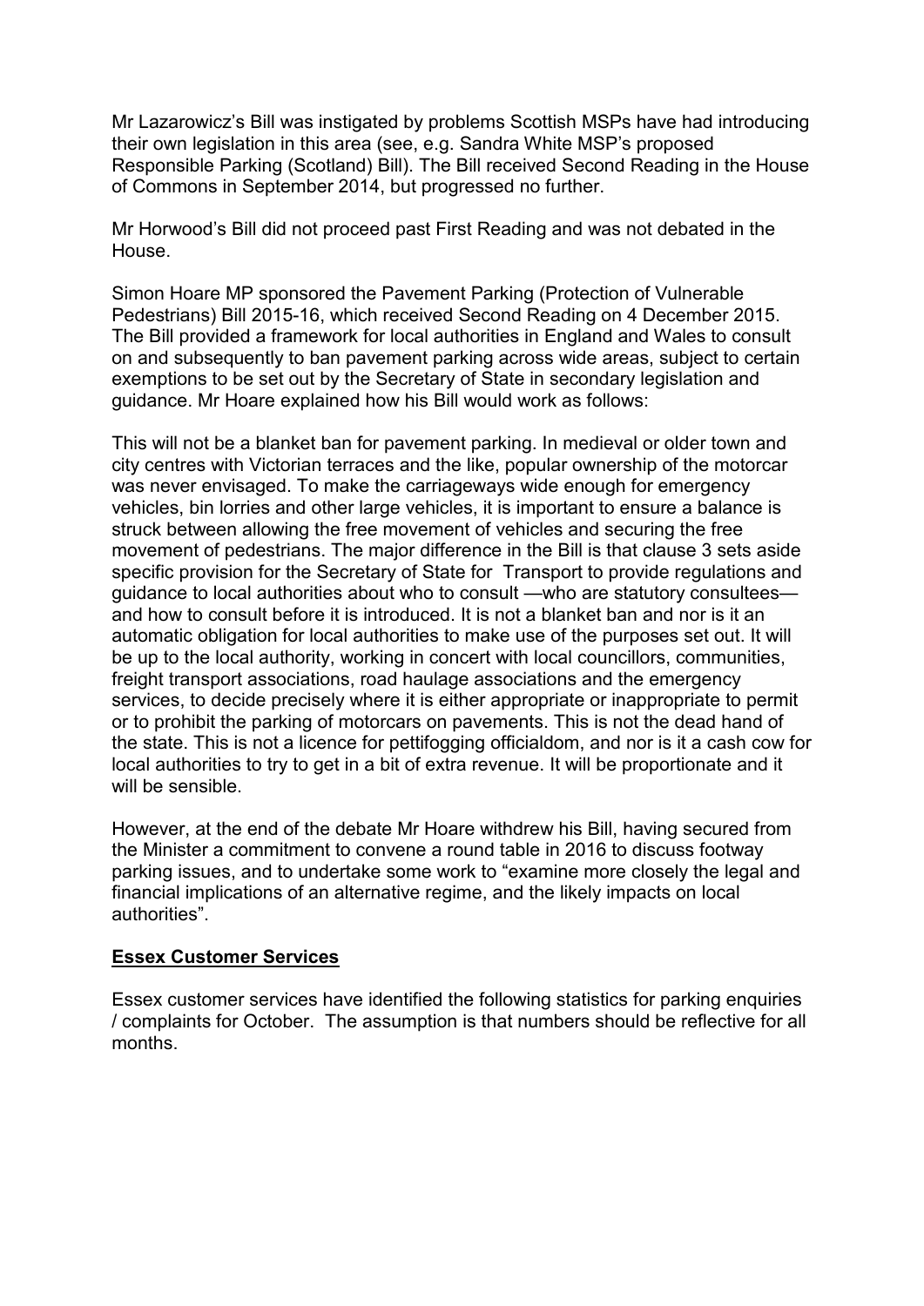Mr Lazarowicz's Bill was instigated by problems Scottish MSPs have had introducing their own legislation in this area (see, e.g. Sandra White MSP's proposed Responsible Parking (Scotland) Bill). The Bill received Second Reading in the House of Commons in September 2014, but progressed no further.

Mr Horwood's Bill did not proceed past First Reading and was not debated in the House.

Simon Hoare MP sponsored the Pavement Parking (Protection of Vulnerable Pedestrians) Bill 2015-16, which received Second Reading on 4 December 2015. The Bill provided a framework for local authorities in England and Wales to consult on and subsequently to ban pavement parking across wide areas, subject to certain exemptions to be set out by the Secretary of State in secondary legislation and guidance. Mr Hoare explained how his Bill would work as follows:

This will not be a blanket ban for pavement parking. In medieval or older town and city centres with Victorian terraces and the like, popular ownership of the motorcar was never envisaged. To make the carriageways wide enough for emergency vehicles, bin lorries and other large vehicles, it is important to ensure a balance is struck between allowing the free movement of vehicles and securing the free movement of pedestrians. The major difference in the Bill is that clause 3 sets aside specific provision for the Secretary of State for Transport to provide regulations and guidance to local authorities about who to consult —who are statutory consultees— and how to consult before it is introduced. It is not a blanket ban and nor is it an automatic obligation for local authorities to make use of the purposes set out. It will be up to the local authority, working in concert with local councillors, communities, freight transport associations, road haulage associations and the emergency services, to decide precisely where it is either appropriate or inappropriate to permit or to prohibit the parking of motorcars on pavements. This is not the dead hand of the state. This is not a licence for pettifogging officialdom, and nor is it a cash cow for local authorities to try to get in a bit of extra revenue. It will be proportionate and it will be sensible.

However, at the end of the debate Mr Hoare withdrew his Bill, having secured from the Minister a commitment to convene a round table in 2016 to discuss footway parking issues, and to undertake some work to "examine more closely the legal and financial implications of an alternative regime, and the likely impacts on local authorities".

**Essex Customer Services**

Essex customer services have identified the following statistics for parking enquiries / complaints for October. The assumption is that numbers should be reflective for all months.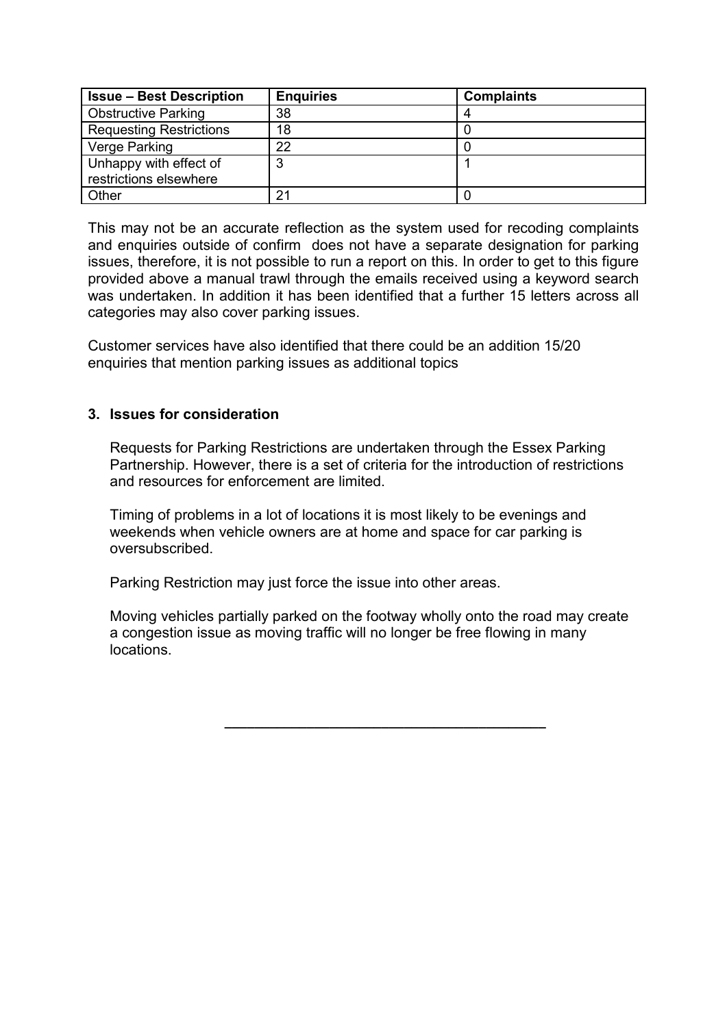| Issue – Best Description | Enquiries | Complaints |
| --- | --- | --- |
| Obstructive Parking | 38 | 4 |
| Requesting Restrictions | 18 | 0 |
| Verge Parking | 22 | 0 |
| Unhappy with effect of restrictions elsewhere | 3 | 1 |
| Other | 21 | 0 |

This may not be an accurate reflection as the system used for recoding complaints and enquiries outside of confirm does not have a separate designation for parking issues, therefore, it is not possible to run a report on this. In order to get to this figure provided above a manual trawl through the emails received using a keyword search was undertaken. In addition it has been identified that a further 15 letters across all categories may also cover parking issues.

Customer services have also identified that there could be an addition 15/20 enquiries that mention parking issues as additional topics

## 3. Issues for consideration

Requests for Parking Restrictions are undertaken through the Essex Parking Partnership. However, there is a set of criteria for the introduction of restrictions and resources for enforcement are limited.

Timing of problems in a lot of locations it is most likely to be evenings and weekends when vehicle owners are at home and space for car parking is oversubscribed.

Parking Restriction may just force the issue into other areas.

Moving vehicles partially parked on the footway wholly onto the road may create a congestion issue as moving traffic will no longer be free flowing in many locations.